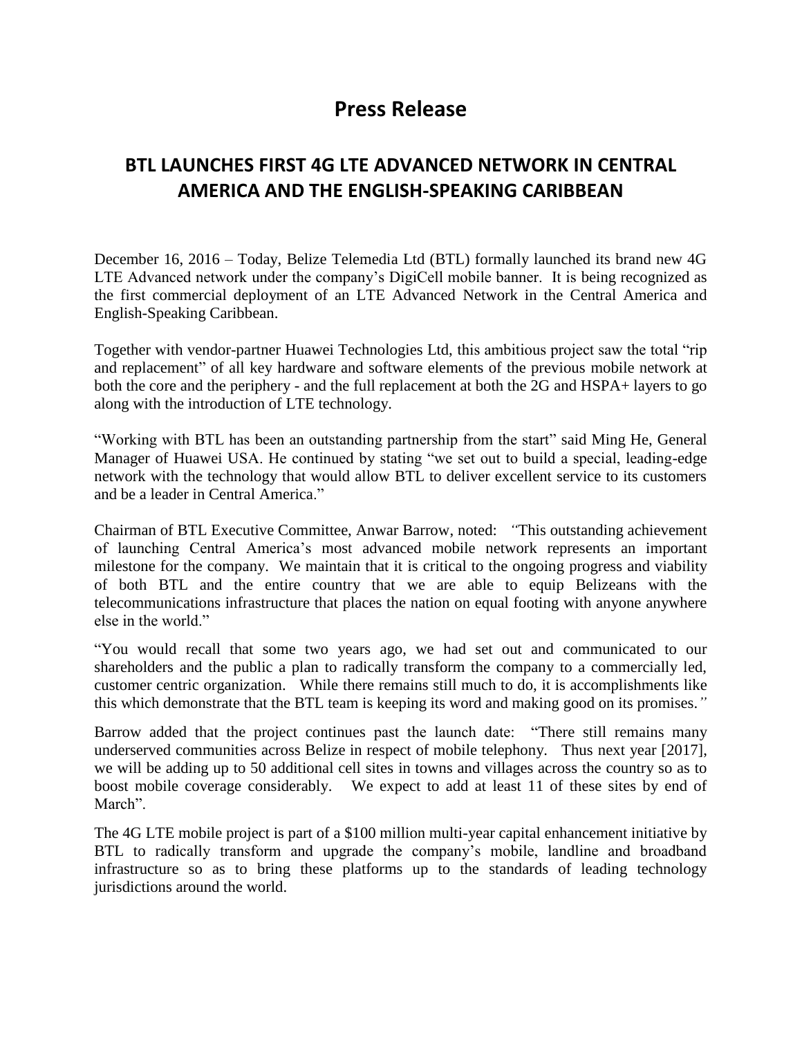# Press Release

## BTL LAUNCHES FIRST 4G LTE ADVANCED NETWORK IN CENTRAL AMERICA AND THE ENGLISH-SPEAKING CARIBBEAN

December 16, 2016 – Today, Belize Telemedia Ltd (BTL) formally launched its brand new 4G LTE Advanced network under the company's DigiCell mobile banner. It is being recognized as the first commercial deployment of an LTE Advanced Network in the Central America and English-Speaking Caribbean.

Together with vendor-partner Huawei Technologies Ltd, this ambitious project saw the total "rip and replacement" of all key hardware and software elements of the previous mobile network at both the core and the periphery - and the full replacement at both the 2G and HSPA+ layers to go along with the introduction of LTE technology.

"Working with BTL has been an outstanding partnership from the start" said Ming He, General Manager of Huawei USA. He continued by stating "we set out to build a special, leading-edge network with the technology that would allow BTL to deliver excellent service to its customers and be a leader in Central America."

Chairman of BTL Executive Committee, Anwar Barrow, noted: *"*This outstanding achievement of launching Central America's most advanced mobile network represents an important milestone for the company. We maintain that it is critical to the ongoing progress and viability of both BTL and the entire country that we are able to equip Belizeans with the telecommunications infrastructure that places the nation on equal footing with anyone anywhere else in the world."

"You would recall that some two years ago, we had set out and communicated to our shareholders and the public a plan to radically transform the company to a commercially led, customer centric organization. While there remains still much to do, it is accomplishments like this which demonstrate that the BTL team is keeping its word and making good on its promises.*"*

Barrow added that the project continues past the launch date: "There still remains many underserved communities across Belize in respect of mobile telephony. Thus next year [2017], we will be adding up to 50 additional cell sites in towns and villages across the country so as to boost mobile coverage considerably. We expect to add at least 11 of these sites by end of March".

The 4G LTE mobile project is part of a $100 million multi-year capital enhancement initiative by BTL to radically transform and upgrade the company's mobile, landline and broadband infrastructure so as to bring these platforms up to the standards of leading technology jurisdictions around the world.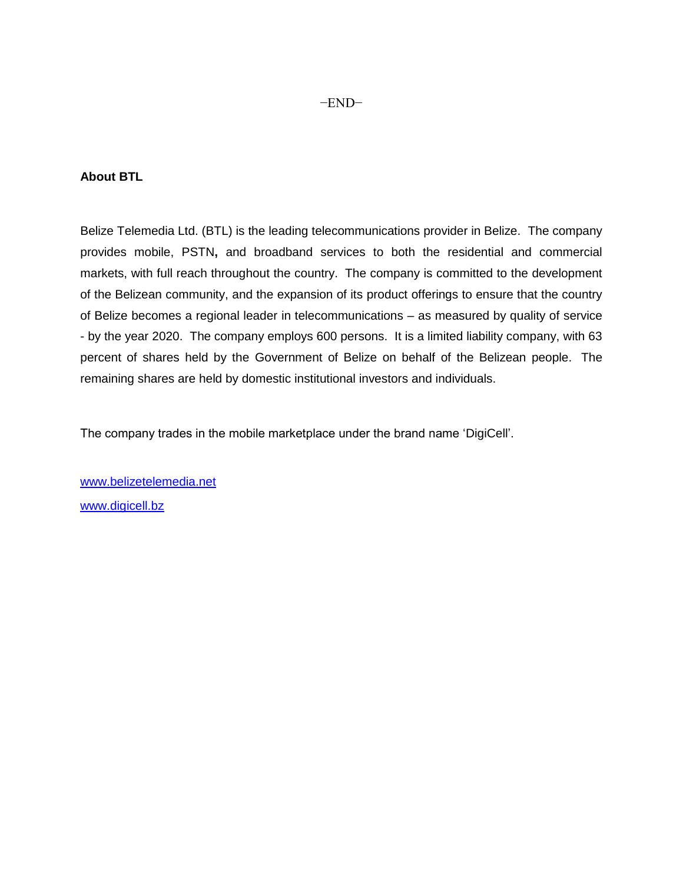–END–

**About BTL**

Belize Telemedia Ltd. (BTL) is the leading telecommunications provider in Belize. The company provides mobile, PSTN**,** and broadband services to both the residential and commercial markets, with full reach throughout the country. The company is committed to the development of the Belizean community, and the expansion of its product offerings to ensure that the country of Belize becomes a regional leader in telecommunications – as measured by quality of service - by the year 2020. The company employs 600 persons. It is a limited liability company, with 63 percent of shares held by the Government of Belize on behalf of the Belizean people. The remaining shares are held by domestic institutional investors and individuals.

The company trades in the mobile marketplace under the brand name 'DigiCell'.

[www.belizetelemedia.net](http://www.belizetelemedia.net)

[www.digicell.bz](http://www.digicell.bz)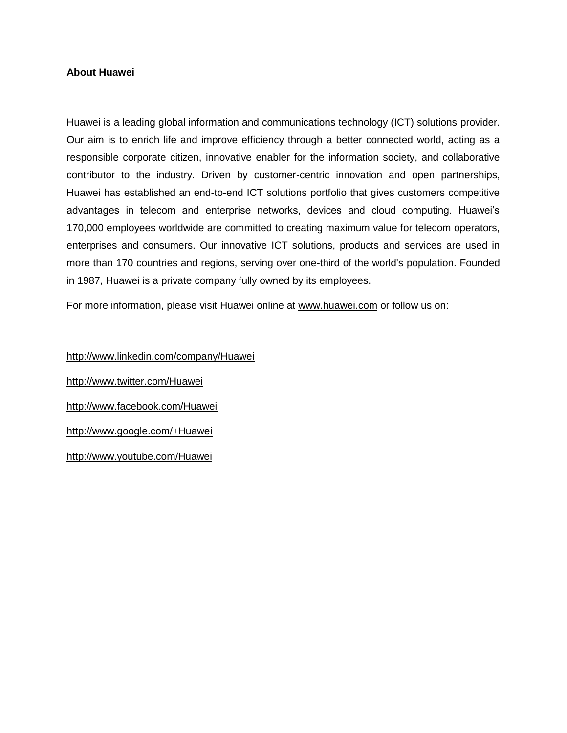**About Huawei**

Huawei is a leading global information and communications technology (ICT) solutions provider. Our aim is to enrich life and improve efficiency through a better connected world, acting as a responsible corporate citizen, innovative enabler for the information society, and collaborative contributor to the industry. Driven by customer-centric innovation and open partnerships, Huawei has established an end-to-end ICT solutions portfolio that gives customers competitive advantages in telecom and enterprise networks, devices and cloud computing. Huawei's 170,000 employees worldwide are committed to creating maximum value for telecom operators, enterprises and consumers. Our innovative ICT solutions, products and services are used in more than 170 countries and regions, serving over one-third of the world's population. Founded in 1987, Huawei is a private company fully owned by its employees.

For more information, please visit Huawei online at www.huawei.com or follow us on:

http://www.linkedin.com/company/Huawei

http://www.twitter.com/Huawei

http://www.facebook.com/Huawei

http://www.google.com/+Huawei

http://www.youtube.com/Huawei